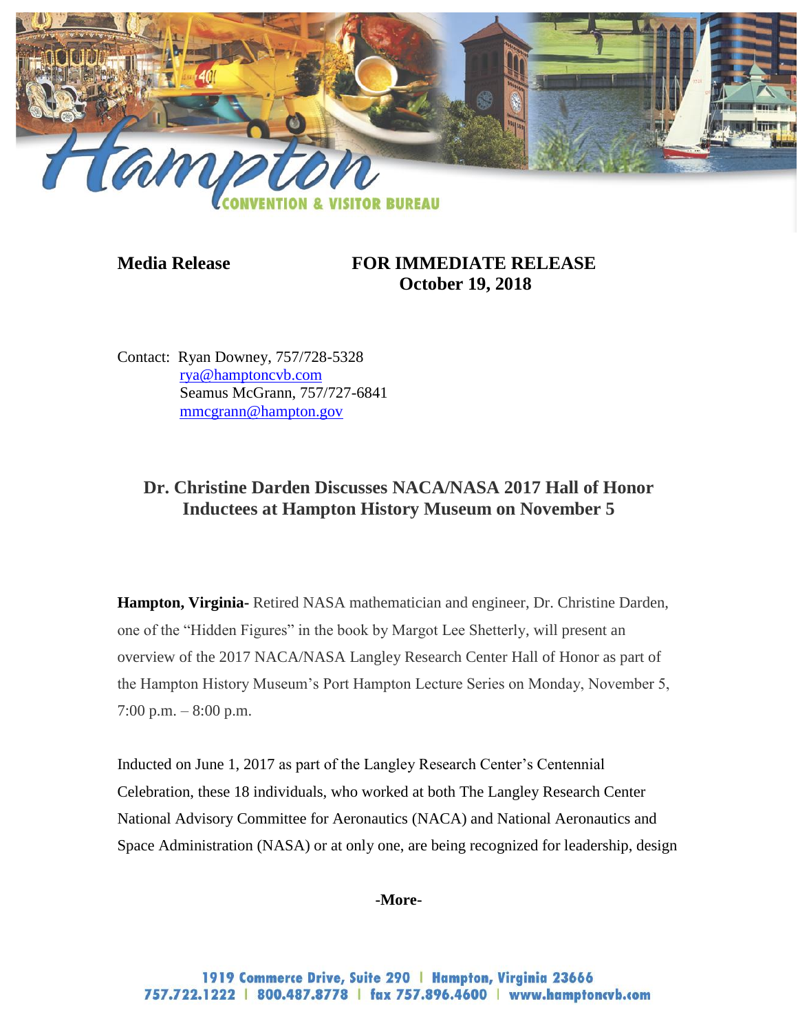**Media Release** **FOR IMMEDIATE RELEASE**
**October 19, 2018**

Contact: Ryan Downey, 757/728-5328
rya@hamptoncvb.com
Seamus McGrann, 757/727-6841
mmcgrann@hampton.gov

## Dr. Christine Darden Discusses NACA/NASA 2017 Hall of Honor Inductees at Hampton History Museum on November 5

**Hampton, Virginia-** Retired NASA mathematician and engineer, Dr. Christine Darden, one of the "Hidden Figures" in the book by Margot Lee Shetterly, will present an overview of the 2017 NACA/NASA Langley Research Center Hall of Honor as part of the Hampton History Museum's Port Hampton Lecture Series on Monday, November 5, 7:00 p.m. – 8:00 p.m.

Inducted on June 1, 2017 as part of the Langley Research Center's Centennial Celebration, these 18 individuals, who worked at both The Langley Research Center National Advisory Committee for Aeronautics (NACA) and National Aeronautics and Space Administration (NASA) or at only one, are being recognized for leadership, design

**-More-**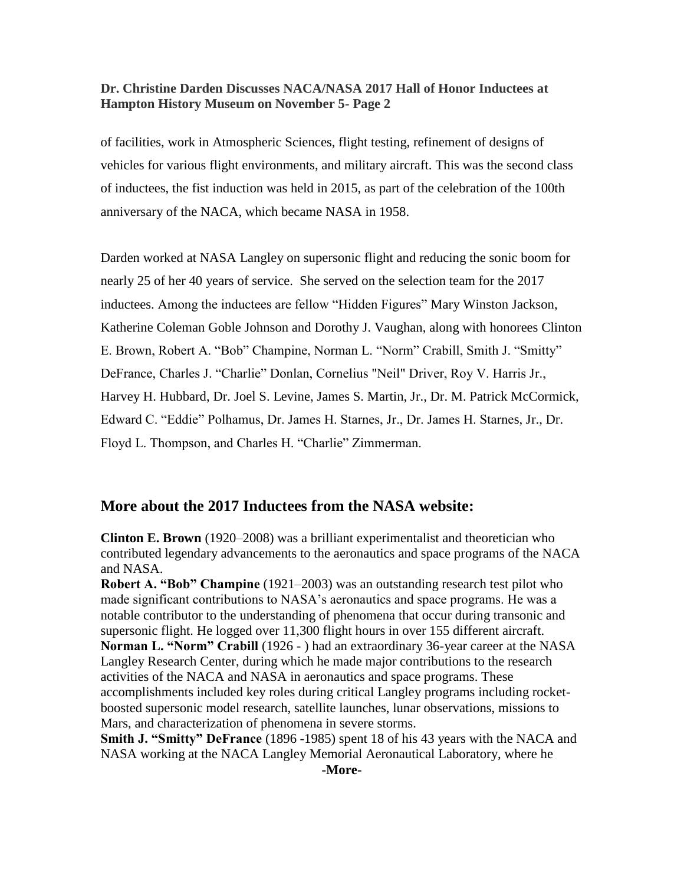of facilities, work in Atmospheric Sciences, flight testing, refinement of designs of vehicles for various flight environments, and military aircraft. This was the second class of inductees, the fist induction was held in 2015, as part of the celebration of the 100th anniversary of the NACA, which became NASA in 1958.

Darden worked at NASA Langley on supersonic flight and reducing the sonic boom for nearly 25 of her 40 years of service. She served on the selection team for the 2017 inductees. Among the inductees are fellow "Hidden Figures" Mary Winston Jackson, Katherine Coleman Goble Johnson and Dorothy J. Vaughan, along with honorees Clinton E. Brown, Robert A. "Bob" Champine, Norman L. "Norm" Crabill, Smith J. "Smitty" DeFrance, Charles J. "Charlie" Donlan, Cornelius "Neil" Driver, Roy V. Harris Jr., Harvey H. Hubbard, Dr. Joel S. Levine, James S. Martin, Jr., Dr. M. Patrick McCormick, Edward C. "Eddie" Polhamus, Dr. James H. Starnes, Jr., Dr. James H. Starnes, Jr., Dr. Floyd L. Thompson, and Charles H. "Charlie" Zimmerman.

## More about the 2017 Inductees from the NASA website:

**Clinton E. Brown** (1920–2008) was a brilliant experimentalist and theoretician who contributed legendary advancements to the aeronautics and space programs of the NACA and NASA.

**Robert A. "Bob" Champine** (1921–2003) was an outstanding research test pilot who made significant contributions to NASA's aeronautics and space programs. He was a notable contributor to the understanding of phenomena that occur during transonic and supersonic flight. He logged over 11,300 flight hours in over 155 different aircraft.

**Norman L. "Norm" Crabill** (1926 - ) had an extraordinary 36-year career at the NASA Langley Research Center, during which he made major contributions to the research activities of the NACA and NASA in aeronautics and space programs. These accomplishments included key roles during critical Langley programs including rocket-boosted supersonic model research, satellite launches, lunar observations, missions to Mars, and characterization of phenomena in severe storms.

**Smith J. "Smitty" DeFrance** (1896 -1985) spent 18 of his 43 years with the NACA and NASA working at the NACA Langley Memorial Aeronautical Laboratory, where he

**-More-**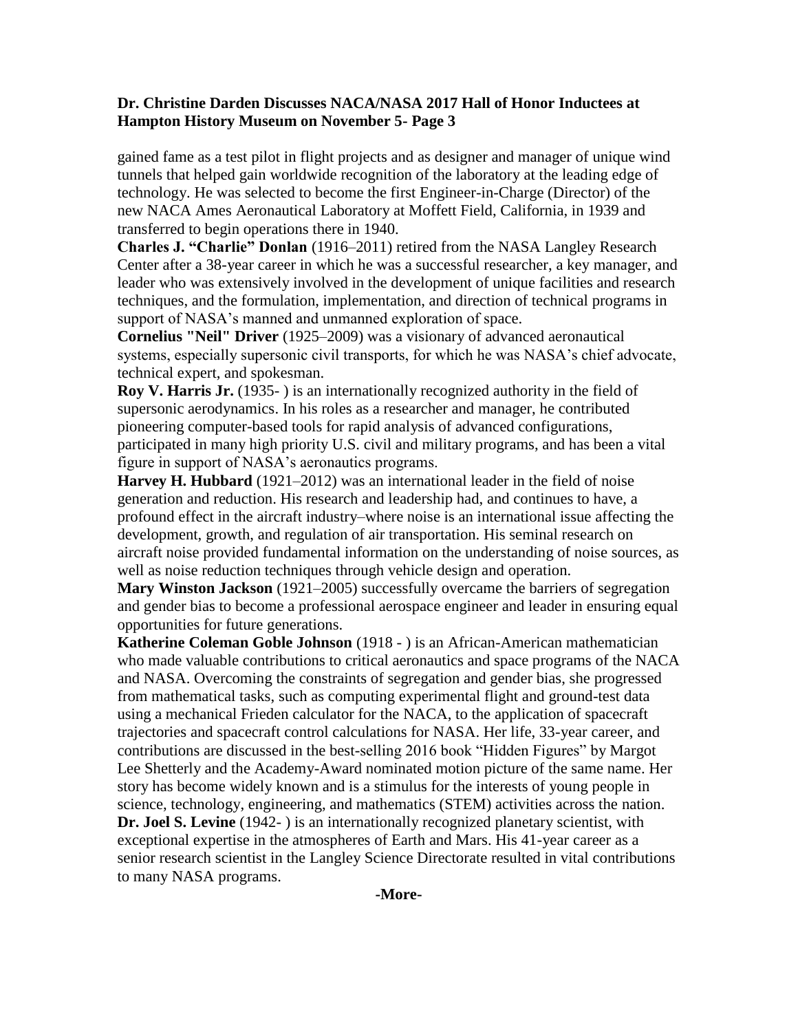gained fame as a test pilot in flight projects and as designer and manager of unique wind tunnels that helped gain worldwide recognition of the laboratory at the leading edge of technology. He was selected to become the first Engineer-in-Charge (Director) of the new NACA Ames Aeronautical Laboratory at Moffett Field, California, in 1939 and transferred to begin operations there in 1940.

**Charles J. "Charlie" Donlan** (1916–2011) retired from the NASA Langley Research Center after a 38-year career in which he was a successful researcher, a key manager, and leader who was extensively involved in the development of unique facilities and research techniques, and the formulation, implementation, and direction of technical programs in support of NASA's manned and unmanned exploration of space.

**Cornelius "Neil" Driver** (1925–2009) was a visionary of advanced aeronautical systems, especially supersonic civil transports, for which he was NASA's chief advocate, technical expert, and spokesman.

**Roy V. Harris Jr.** (1935- ) is an internationally recognized authority in the field of supersonic aerodynamics. In his roles as a researcher and manager, he contributed pioneering computer-based tools for rapid analysis of advanced configurations, participated in many high priority U.S. civil and military programs, and has been a vital figure in support of NASA's aeronautics programs.

**Harvey H. Hubbard** (1921–2012) was an international leader in the field of noise generation and reduction. His research and leadership had, and continues to have, a profound effect in the aircraft industry–where noise is an international issue affecting the development, growth, and regulation of air transportation. His seminal research on aircraft noise provided fundamental information on the understanding of noise sources, as well as noise reduction techniques through vehicle design and operation.

**Mary Winston Jackson** (1921–2005) successfully overcame the barriers of segregation and gender bias to become a professional aerospace engineer and leader in ensuring equal opportunities for future generations.

**Katherine Coleman Goble Johnson** (1918 - ) is an African-American mathematician who made valuable contributions to critical aeronautics and space programs of the NACA and NASA. Overcoming the constraints of segregation and gender bias, she progressed from mathematical tasks, such as computing experimental flight and ground-test data using a mechanical Frieden calculator for the NACA, to the application of spacecraft trajectories and spacecraft control calculations for NASA. Her life, 33-year career, and contributions are discussed in the best-selling 2016 book "Hidden Figures" by Margot Lee Shetterly and the Academy-Award nominated motion picture of the same name. Her story has become widely known and is a stimulus for the interests of young people in science, technology, engineering, and mathematics (STEM) activities across the nation.

**Dr. Joel S. Levine** (1942- ) is an internationally recognized planetary scientist, with exceptional expertise in the atmospheres of Earth and Mars. His 41-year career as a senior research scientist in the Langley Science Directorate resulted in vital contributions to many NASA programs.

-More-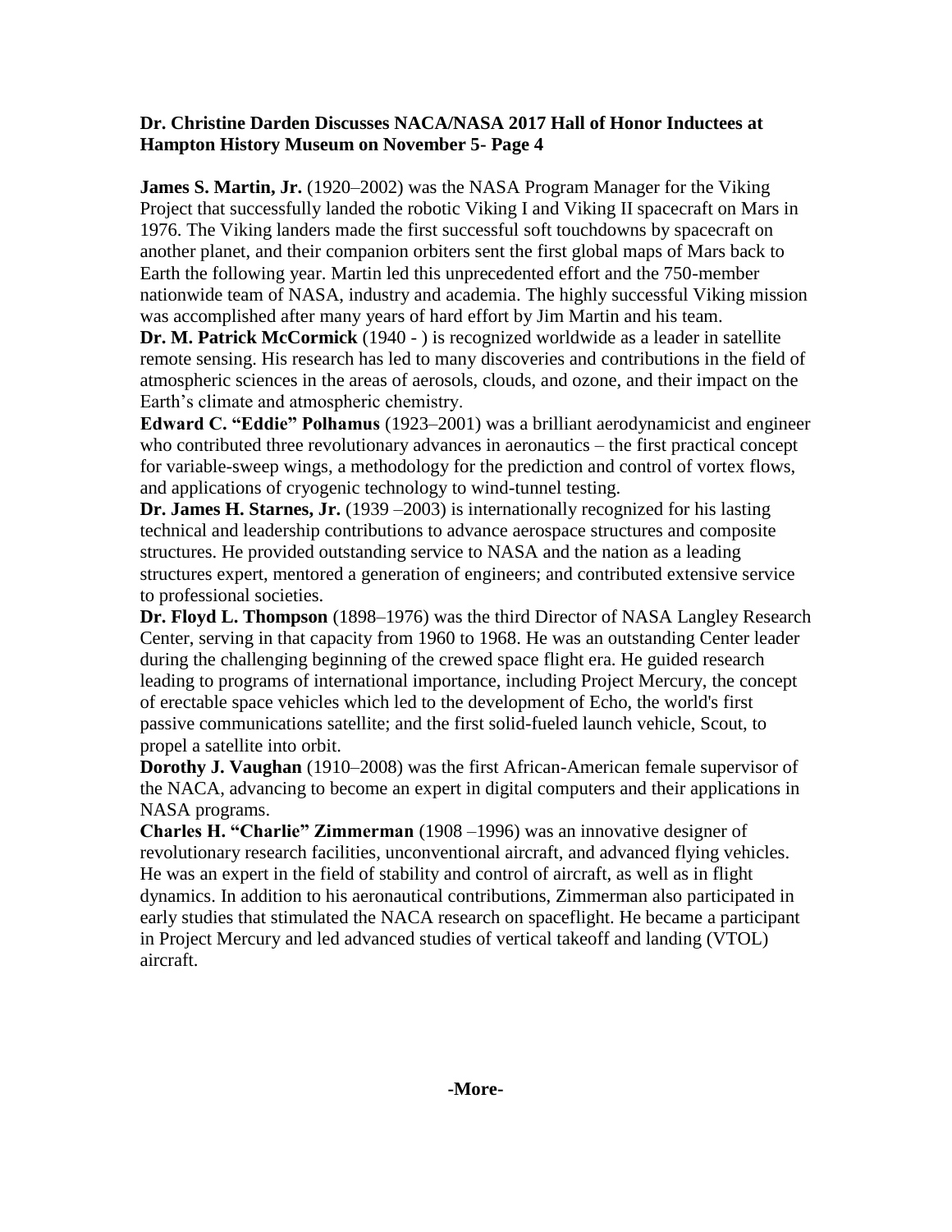**Dr. Christine Darden Discusses NACA/NASA 2017 Hall of Honor Inductees at Hampton History Museum on November 5- Page 4**

**James S. Martin, Jr.** (1920–2002) was the NASA Program Manager for the Viking Project that successfully landed the robotic Viking I and Viking II spacecraft on Mars in 1976. The Viking landers made the first successful soft touchdowns by spacecraft on another planet, and their companion orbiters sent the first global maps of Mars back to Earth the following year. Martin led this unprecedented effort and the 750-member nationwide team of NASA, industry and academia. The highly successful Viking mission was accomplished after many years of hard effort by Jim Martin and his team.

**Dr. M. Patrick McCormick** (1940 - ) is recognized worldwide as a leader in satellite remote sensing. His research has led to many discoveries and contributions in the field of atmospheric sciences in the areas of aerosols, clouds, and ozone, and their impact on the Earth's climate and atmospheric chemistry.

**Edward C. "Eddie" Polhamus** (1923–2001) was a brilliant aerodynamicist and engineer who contributed three revolutionary advances in aeronautics – the first practical concept for variable-sweep wings, a methodology for the prediction and control of vortex flows, and applications of cryogenic technology to wind-tunnel testing.

**Dr. James H. Starnes, Jr.** (1939 –2003) is internationally recognized for his lasting technical and leadership contributions to advance aerospace structures and composite structures. He provided outstanding service to NASA and the nation as a leading structures expert, mentored a generation of engineers; and contributed extensive service to professional societies.

**Dr. Floyd L. Thompson** (1898–1976) was the third Director of NASA Langley Research Center, serving in that capacity from 1960 to 1968. He was an outstanding Center leader during the challenging beginning of the crewed space flight era. He guided research leading to programs of international importance, including Project Mercury, the concept of erectable space vehicles which led to the development of Echo, the world's first passive communications satellite; and the first solid-fueled launch vehicle, Scout, to propel a satellite into orbit.

**Dorothy J. Vaughan** (1910–2008) was the first African-American female supervisor of the NACA, advancing to become an expert in digital computers and their applications in NASA programs.

**Charles H. "Charlie" Zimmerman** (1908 –1996) was an innovative designer of revolutionary research facilities, unconventional aircraft, and advanced flying vehicles. He was an expert in the field of stability and control of aircraft, as well as in flight dynamics. In addition to his aeronautical contributions, Zimmerman also participated in early studies that stimulated the NACA research on spaceflight. He became a participant in Project Mercury and led advanced studies of vertical takeoff and landing (VTOL) aircraft.

**-More-**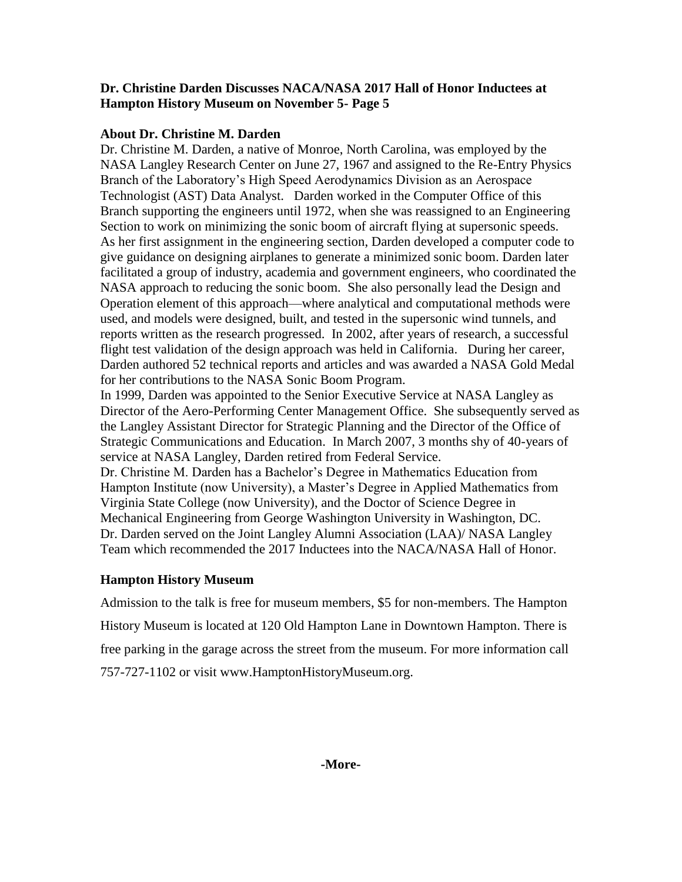**Dr. Christine Darden Discusses NACA/NASA 2017 Hall of Honor Inductees at Hampton History Museum on November 5- Page 5**

## About Dr. Christine M. Darden

Dr. Christine M. Darden, a native of Monroe, North Carolina, was employed by the NASA Langley Research Center on June 27, 1967 and assigned to the Re-Entry Physics Branch of the Laboratory's High Speed Aerodynamics Division as an Aerospace Technologist (AST) Data Analyst. Darden worked in the Computer Office of this Branch supporting the engineers until 1972, when she was reassigned to an Engineering Section to work on minimizing the sonic boom of aircraft flying at supersonic speeds. As her first assignment in the engineering section, Darden developed a computer code to give guidance on designing airplanes to generate a minimized sonic boom. Darden later facilitated a group of industry, academia and government engineers, who coordinated the NASA approach to reducing the sonic boom. She also personally lead the Design and Operation element of this approach—where analytical and computational methods were used, and models were designed, built, and tested in the supersonic wind tunnels, and reports written as the research progressed. In 2002, after years of research, a successful flight test validation of the design approach was held in California. During her career, Darden authored 52 technical reports and articles and was awarded a NASA Gold Medal for her contributions to the NASA Sonic Boom Program.

In 1999, Darden was appointed to the Senior Executive Service at NASA Langley as Director of the Aero-Performing Center Management Office. She subsequently served as the Langley Assistant Director for Strategic Planning and the Director of the Office of Strategic Communications and Education. In March 2007, 3 months shy of 40-years of service at NASA Langley, Darden retired from Federal Service.

Dr. Christine M. Darden has a Bachelor's Degree in Mathematics Education from Hampton Institute (now University), a Master's Degree in Applied Mathematics from Virginia State College (now University), and the Doctor of Science Degree in Mechanical Engineering from George Washington University in Washington, DC.

Dr. Darden served on the Joint Langley Alumni Association (LAA)/ NASA Langley Team which recommended the 2017 Inductees into the NACA/NASA Hall of Honor.

## Hampton History Museum

Admission to the talk is free for museum members, $5 for non-members. The Hampton History Museum is located at 120 Old Hampton Lane in Downtown Hampton. There is free parking in the garage across the street from the museum. For more information call 757-727-1102 or visit www.HamptonHistoryMuseum.org.

**-More-**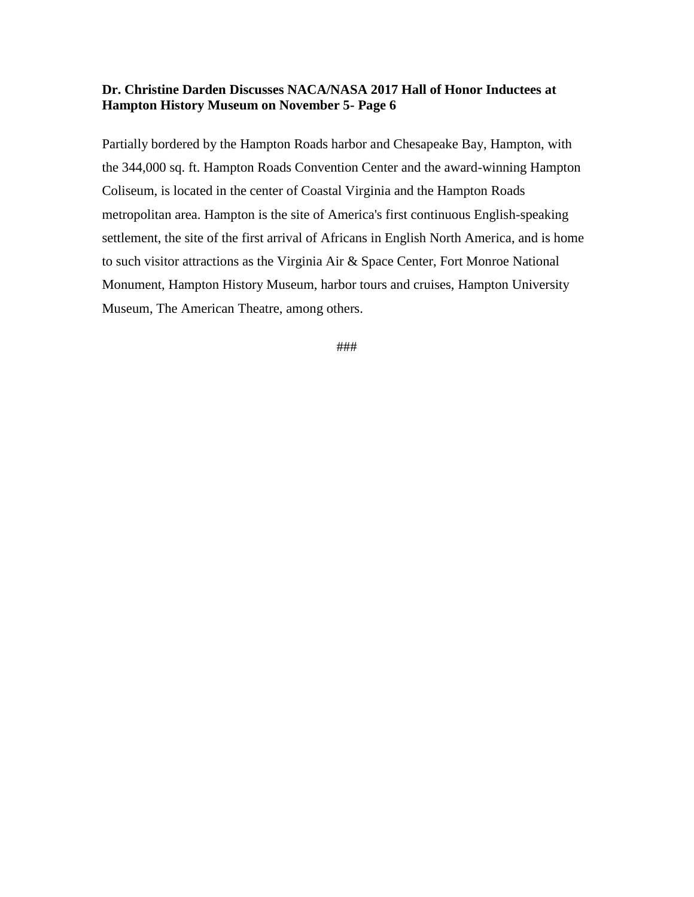Partially bordered by the Hampton Roads harbor and Chesapeake Bay, Hampton, with the 344,000 sq. ft. Hampton Roads Convention Center and the award-winning Hampton Coliseum, is located in the center of Coastal Virginia and the Hampton Roads metropolitan area. Hampton is the site of America's first continuous English-speaking settlement, the site of the first arrival of Africans in English North America, and is home to such visitor attractions as the Virginia Air & Space Center, Fort Monroe National Monument, Hampton History Museum, harbor tours and cruises, Hampton University Museum, The American Theatre, among others.

###